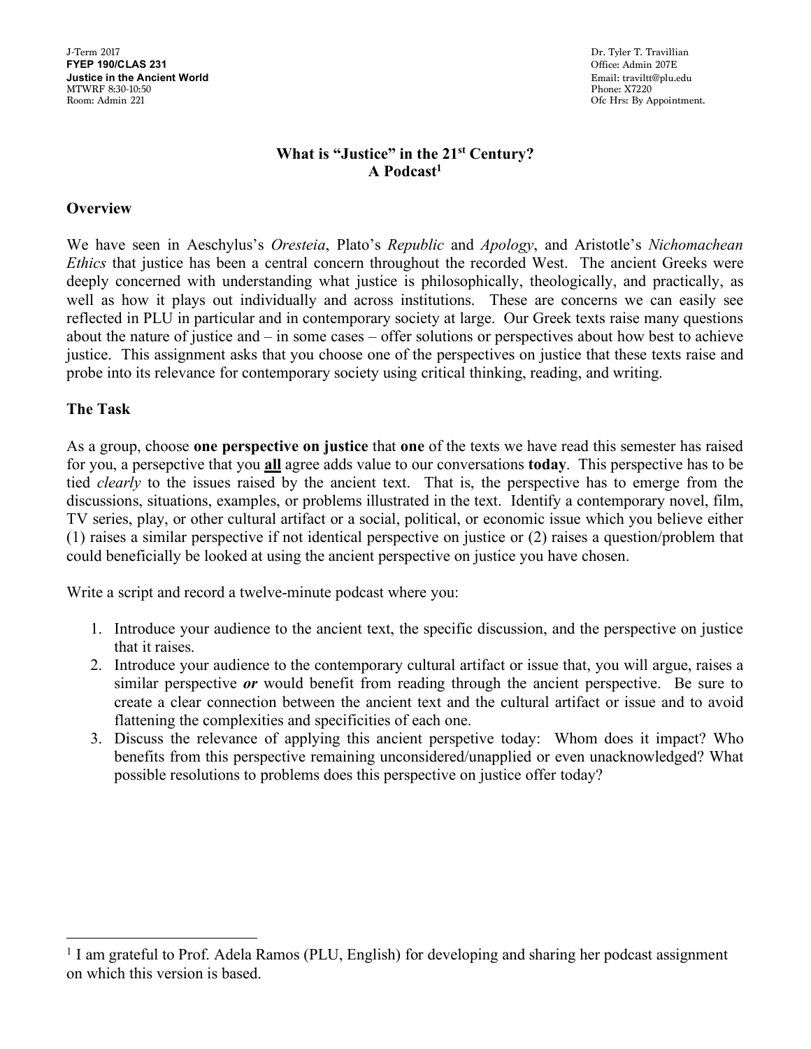J-Term 2017
**FYEP 190/CLAS 231**
**Justice in the Ancient World**
MTWRF 8:30-10:50
Room: Admin 221

Dr. Tyler T. Travillian
Office: Admin 207E
Email: traviltt@plu.edu
Phone: X7220
Ofc Hrs: By Appointment.

## What is "Justice" in the 21st Century? A Podcast[1]

### Overview

We have seen in Aeschylus's *Oresteia*, Plato's *Republic* and *Apology*, and Aristotle's *Nichomachean Ethics* that justice has been a central concern throughout the recorded West. The ancient Greeks were deeply concerned with understanding what justice is philosophically, theologically, and practically, as well as how it plays out individually and across institutions. These are concerns we can easily see reflected in PLU in particular and in contemporary society at large. Our Greek texts raise many questions about the nature of justice and – in some cases – offer solutions or perspectives about how best to achieve justice. This assignment asks that you choose one of the perspectives on justice that these texts raise and probe into its relevance for contemporary society using critical thinking, reading, and writing.

### The Task

As a group, choose **one perspective on justice** that **one** of the texts we have read this semester has raised for you, a persepctive that you **all** agree adds value to our conversations **today**. This perspective has to be tied *clearly* to the issues raised by the ancient text. That is, the perspective has to emerge from the discussions, situations, examples, or problems illustrated in the text. Identify a contemporary novel, film, TV series, play, or other cultural artifact or a social, political, or economic issue which you believe either (1) raises a similar perspective if not identical perspective on justice or (2) raises a question/problem that could beneficially be looked at using the ancient perspective on justice you have chosen.

Write a script and record a twelve-minute podcast where you:

1. Introduce your audience to the ancient text, the specific discussion, and the perspective on justice that it raises.
2. Introduce your audience to the contemporary cultural artifact or issue that, you will argue, raises a similar perspective ***or*** would benefit from reading through the ancient perspective. Be sure to create a clear connection between the ancient text and the cultural artifact or issue and to avoid flattening the complexities and specificities of each one.
3. Discuss the relevance of applying this ancient perspetive today: Whom does it impact? Who benefits from this perspective remaining unconsidered/unapplied or even unacknowledged? What possible resolutions to problems does this perspective on justice offer today?

---

[1] I am grateful to Prof. Adela Ramos (PLU, English) for developing and sharing her podcast assignment on which this version is based.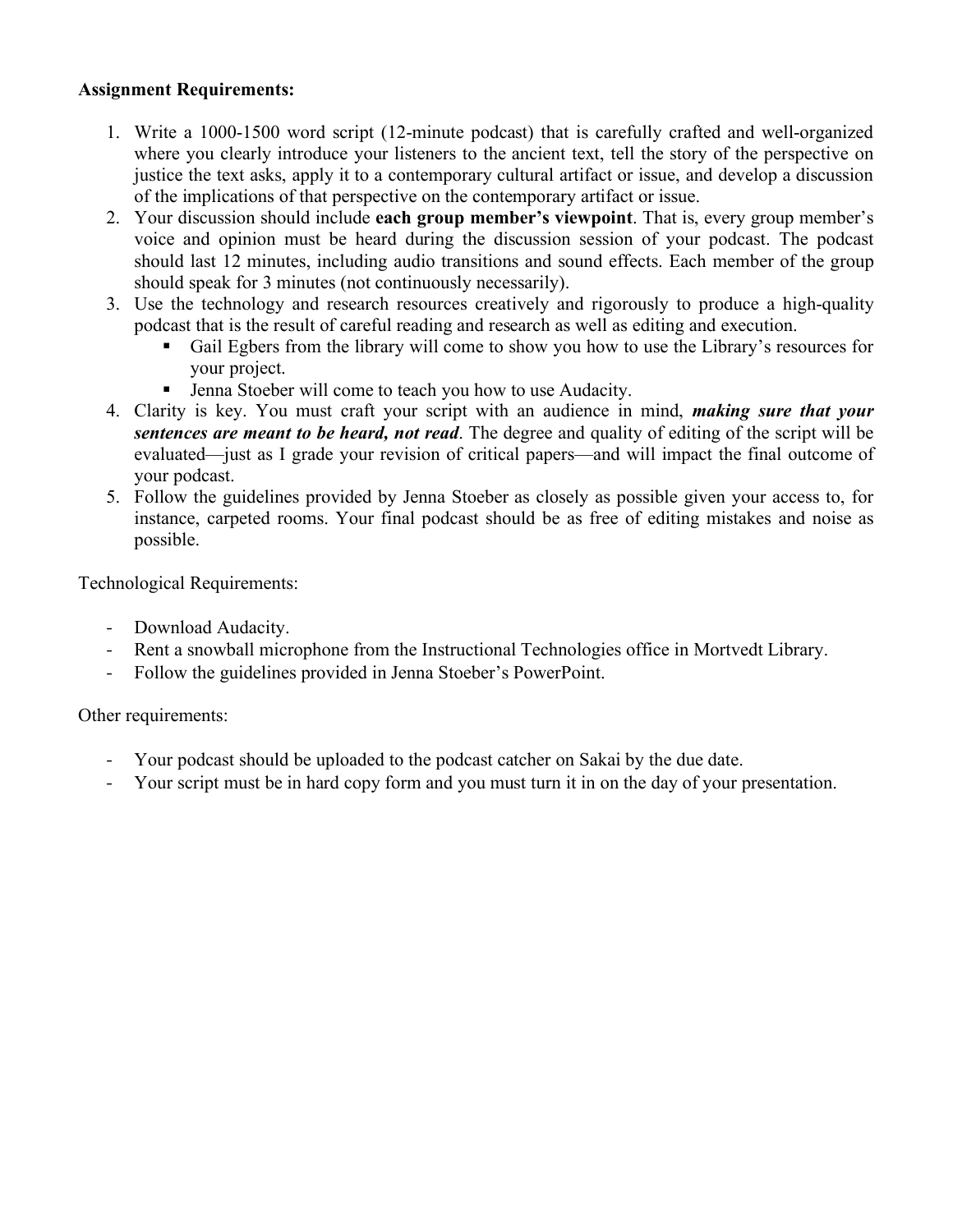**Assignment Requirements:**

1. Write a 1000-1500 word script (12-minute podcast) that is carefully crafted and well-organized where you clearly introduce your listeners to the ancient text, tell the story of the perspective on justice the text asks, apply it to a contemporary cultural artifact or issue, and develop a discussion of the implications of that perspective on the contemporary artifact or issue.
2. Your discussion should include **each group member's viewpoint**. That is, every group member's voice and opinion must be heard during the discussion session of your podcast. The podcast should last 12 minutes, including audio transitions and sound effects. Each member of the group should speak for 3 minutes (not continuously necessarily).
3. Use the technology and research resources creatively and rigorously to produce a high-quality podcast that is the result of careful reading and research as well as editing and execution.
   - Gail Egbers from the library will come to show you how to use the Library's resources for your project.
   - Jenna Stoeber will come to teach you how to use Audacity.
4. Clarity is key. You must craft your script with an audience in mind, ***making sure that your sentences are meant to be heard, not read***. The degree and quality of editing of the script will be evaluated—just as I grade your revision of critical papers—and will impact the final outcome of your podcast.
5. Follow the guidelines provided by Jenna Stoeber as closely as possible given your access to, for instance, carpeted rooms. Your final podcast should be as free of editing mistakes and noise as possible.

Technological Requirements:

- Download Audacity.
- Rent a snowball microphone from the Instructional Technologies office in Mortvedt Library.
- Follow the guidelines provided in Jenna Stoeber's PowerPoint.

Other requirements:

- Your podcast should be uploaded to the podcast catcher on Sakai by the due date.
- Your script must be in hard copy form and you must turn it in on the day of your presentation.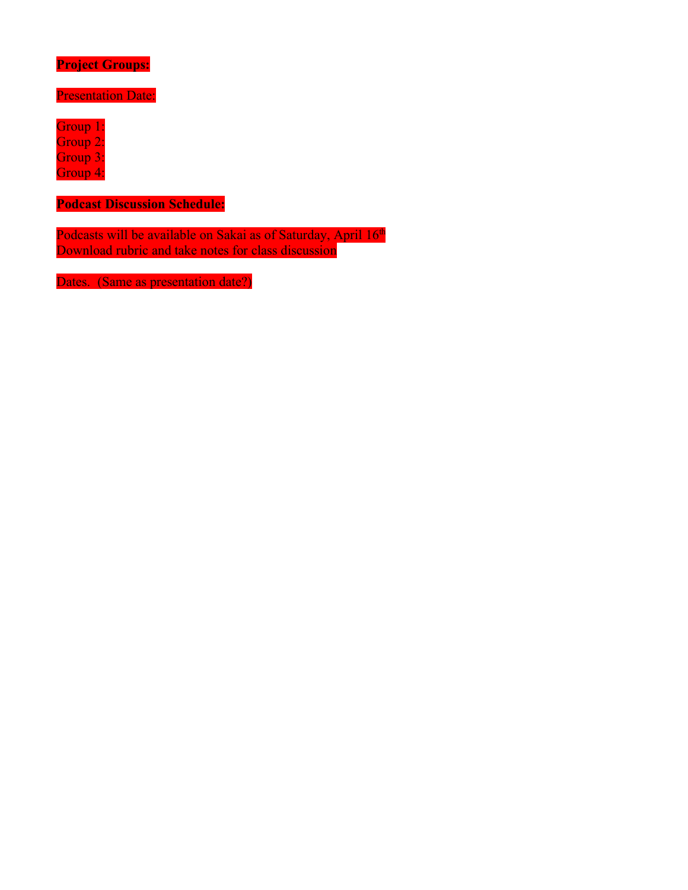**Project Groups:**

Presentation Date:

Group 1:
Group 2:
Group 3:
Group 4:

**Podcast Discussion Schedule:**

Podcasts will be available on Sakai as of Saturday, April 16th
Download rubric and take notes for class discussion

Dates. (Same as presentation date?)